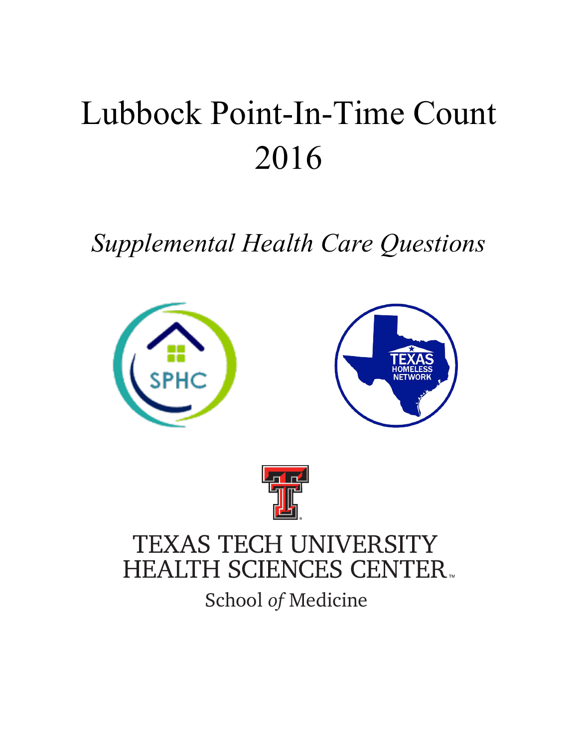# Lubbock Point-In-Time Count 2016

*Supplemental Health Care Questions*

SPHC

TEXAS HOMELESS NETWORK

TEXAS TECH UNIVERSITY HEALTH SCIENCES CENTER™

School *of* Medicine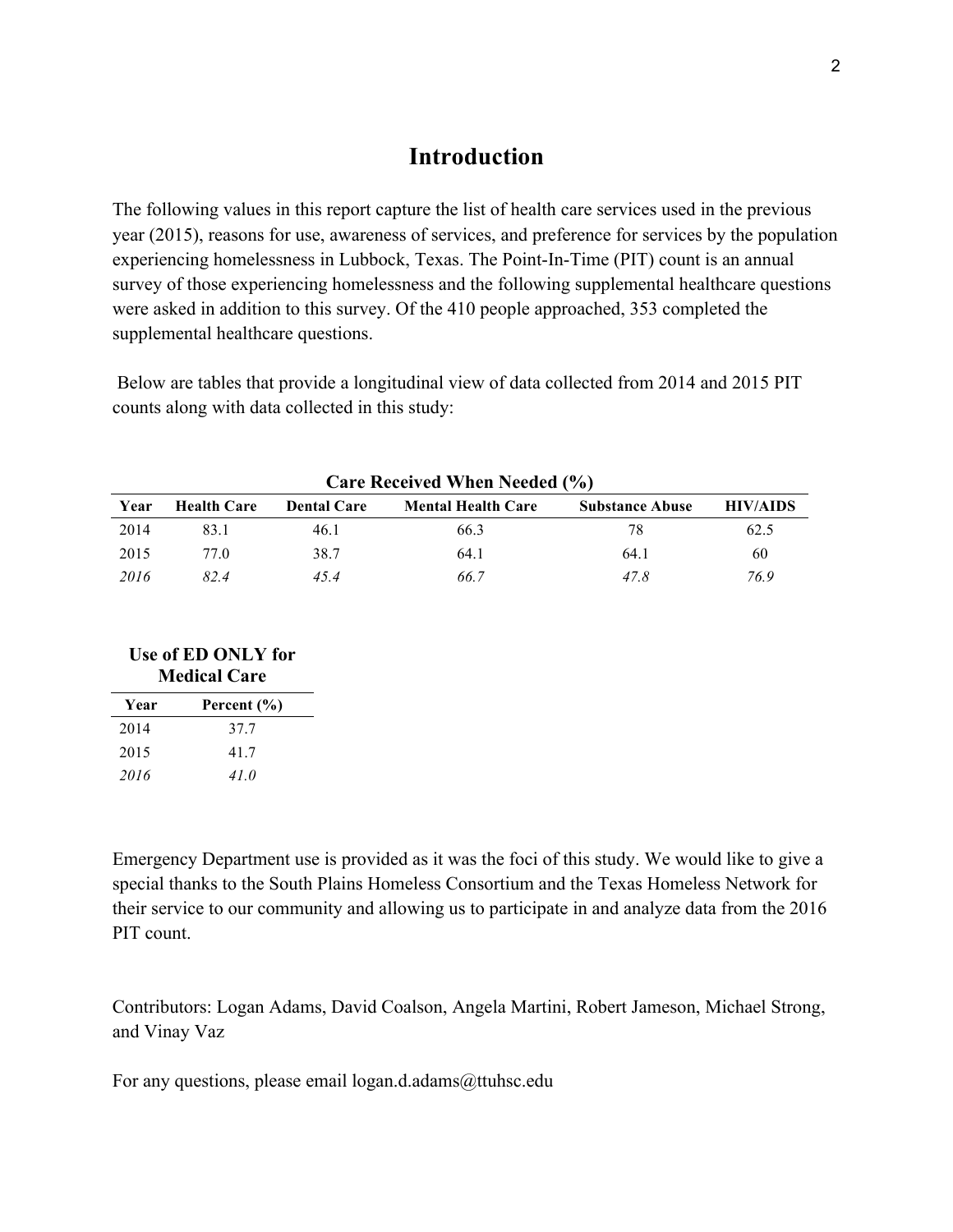# Introduction

The following values in this report capture the list of health care services used in the previous year (2015), reasons for use, awareness of services, and preference for services by the population experiencing homelessness in Lubbock, Texas. The Point-In-Time (PIT) count is an annual survey of those experiencing homelessness and the following supplemental healthcare questions were asked in addition to this survey. Of the 410 people approached, 353 completed the supplemental healthcare questions.

Below are tables that provide a longitudinal view of data collected from 2014 and 2015 PIT counts along with data collected in this study:

**Care Received When Needed (%)**

| Year | Health Care | Dental Care | Mental Health Care | Substance Abuse | HIV/AIDS |
|---|---|---|---|---|---|
| 2014 | 83.1 | 46.1 | 66.3 | 78 | 62.5 |
| 2015 | 77.0 | 38.7 | 64.1 | 64.1 | 60 |
| *2016* | *82.4* | *45.4* | *66.7* | *47.8* | *76.9* |

**Use of ED ONLY for Medical Care**

| Year | Percent (%) |
|---|---|
| 2014 | 37.7 |
| 2015 | 41.7 |
| *2016* | *41.0* |

Emergency Department use is provided as it was the foci of this study. We would like to give a special thanks to the South Plains Homeless Consortium and the Texas Homeless Network for their service to our community and allowing us to participate in and analyze data from the 2016 PIT count.

Contributors: Logan Adams, David Coalson, Angela Martini, Robert Jameson, Michael Strong, and Vinay Vaz

For any questions, please email logan.d.adams@ttuhsc.edu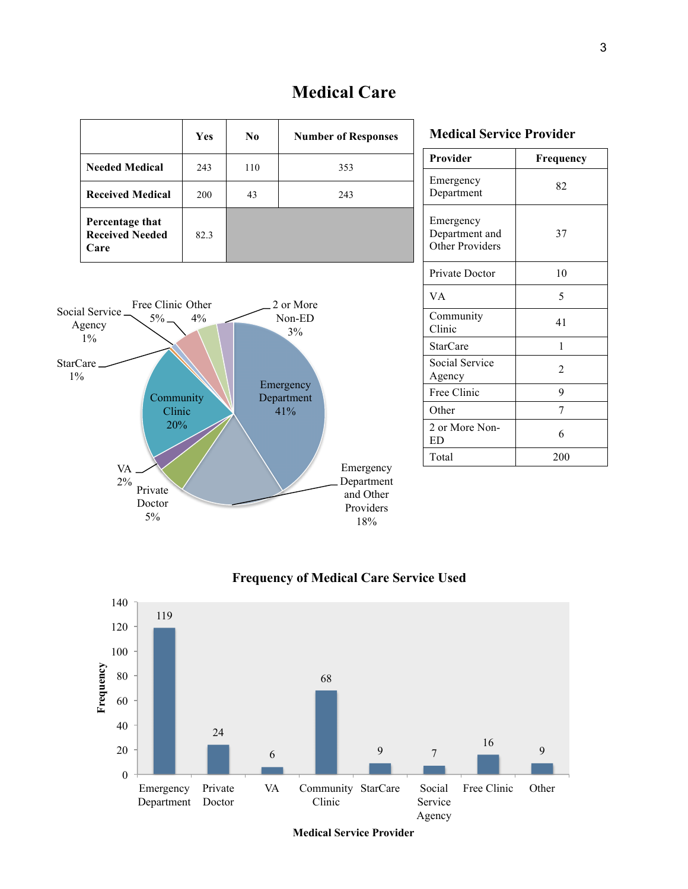# Medical Care

|  | Yes | No | Number of Responses |
|---|---|---|---|
| **Needed Medical** | 243 | 110 | 353 |
| **Received Medical** | 200 | 43 | 243 |
| **Percentage that Received Needed Care** | 82.3 | | |

### Medical Service Provider

| Provider | Frequency |
|---|---|
| Emergency Department | 82 |
| Emergency Department and Other Providers | 37 |
| Private Doctor | 10 |
| VA | 5 |
| Community Clinic | 41 |
| StarCare | 1 |
| Social Service Agency | 2 |
| Free Clinic | 9 |
| Other | 7 |
| 2 or More Non-ED | 6 |
| Total | 200 |

Emergency Department 41%; Emergency Department and Other Providers 18%; Private Doctor 5%; VA 2%; Community Clinic 20%; StarCare 1%; Social Service Agency 1%; Free Clinic 5%; Other 4%; 2 or More Non-ED 3%

### Frequency of Medical Care Service Used

| Medical Service Provider | Frequency |
|---|---|
| Emergency Department | 119 |
| Private Doctor | 24 |
| VA | 6 |
| Community Clinic | 68 |
| StarCare | 9 |
| Social Service Agency | 7 |
| Free Clinic | 16 |
| Other | 9 |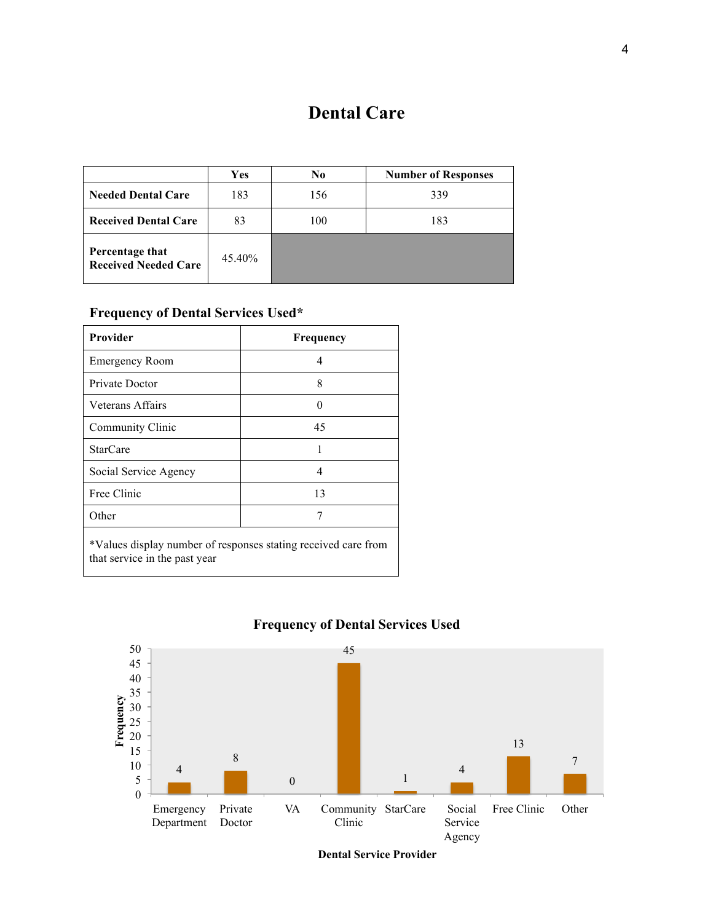# Dental Care

| | Yes | No | Number of Responses |
|---|---|---|---|
| **Needed Dental Care** | 183 | 156 | 339 |
| **Received Dental Care** | 83 | 100 | 183 |
| **Percentage that Received Needed Care** | 45.40% | | |

### Frequency of Dental Services Used*

| Provider | Frequency |
|---|---|
| Emergency Room | 4 |
| Private Doctor | 8 |
| Veterans Affairs | 0 |
| Community Clinic | 45 |
| StarCare | 1 |
| Social Service Agency | 4 |
| Free Clinic | 13 |
| Other | 7 |

*Values display number of responses stating received care from that service in the past year

### Frequency of Dental Services Used

| Dental Service Provider | Frequency |
|---|---|
| Emergency Department | 4 |
| Private Doctor | 8 |
| VA | 0 |
| Community Clinic | 45 |
| StarCare | 1 |
| Social Service Agency | 4 |
| Free Clinic | 13 |
| Other | 7 |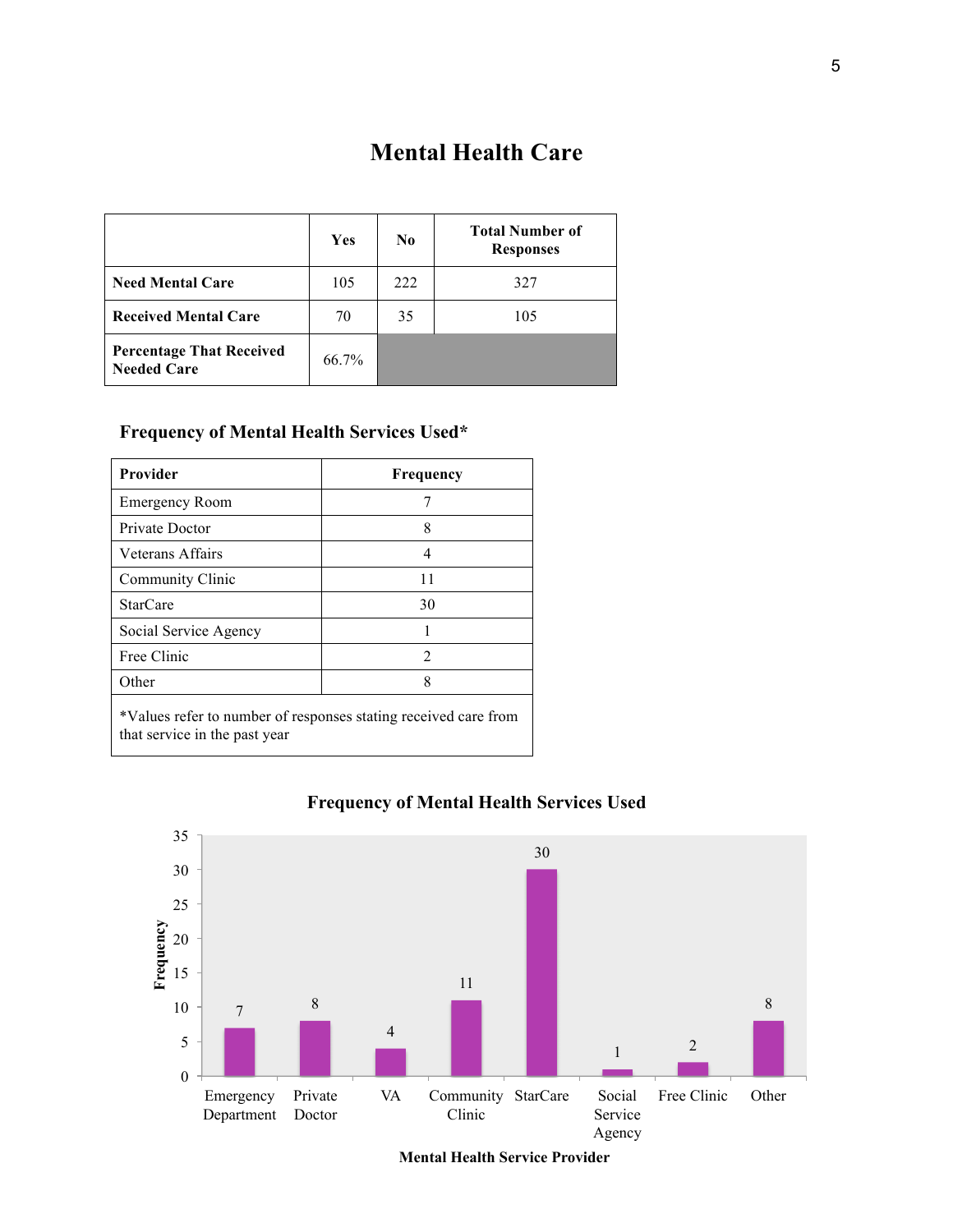# Mental Health Care

| | Yes | No | Total Number of Responses |
|---|---|---|---|
| **Need Mental Care** | 105 | 222 | 327 |
| **Received Mental Care** | 70 | 35 | 105 |
| **Percentage That Received Needed Care** | 66.7% | | |

### Frequency of Mental Health Services Used*

| Provider | Frequency |
|---|---|
| Emergency Room | 7 |
| Private Doctor | 8 |
| Veterans Affairs | 4 |
| Community Clinic | 11 |
| StarCare | 30 |
| Social Service Agency | 1 |
| Free Clinic | 2 |
| Other | 8 |

*Values refer to number of responses stating received care from that service in the past year

### Frequency of Mental Health Services Used

| Mental Health Service Provider | Frequency |
|---|---|
| Emergency Department | 7 |
| Private Doctor | 8 |
| VA | 4 |
| Community Clinic | 11 |
| StarCare | 30 |
| Social Service Agency | 1 |
| Free Clinic | 2 |
| Other | 8 |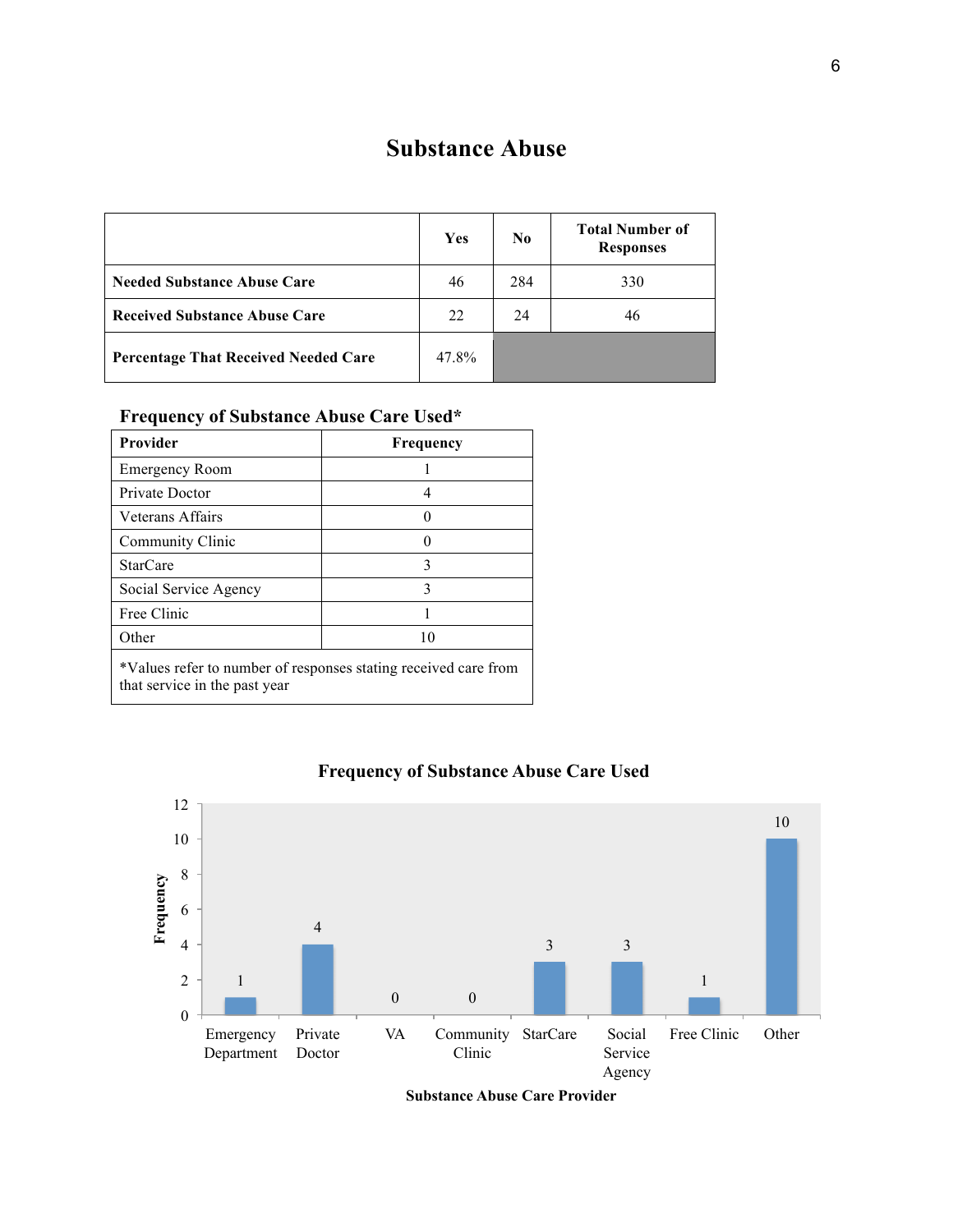# Substance Abuse

| | Yes | No | Total Number of Responses |
|---|---|---|---|
| **Needed Substance Abuse Care** | 46 | 284 | 330 |
| **Received Substance Abuse Care** | 22 | 24 | 46 |
| **Percentage That Received Needed Care** | 47.8% | | |

### Frequency of Substance Abuse Care Used*

| Provider | Frequency |
|---|---|
| Emergency Room | 1 |
| Private Doctor | 4 |
| Veterans Affairs | 0 |
| Community Clinic | 0 |
| StarCare | 3 |
| Social Service Agency | 3 |
| Free Clinic | 1 |
| Other | 10 |

*Values refer to number of responses stating received care from that service in the past year

**Frequency of Substance Abuse Care Used**

| Substance Abuse Care Provider | Frequency |
|---|---|
| Emergency Department | 1 |
| Private Doctor | 4 |
| VA | 0 |
| Community Clinic | 0 |
| StarCare | 3 |
| Social Service Agency | 3 |
| Free Clinic | 1 |
| Other | 10 |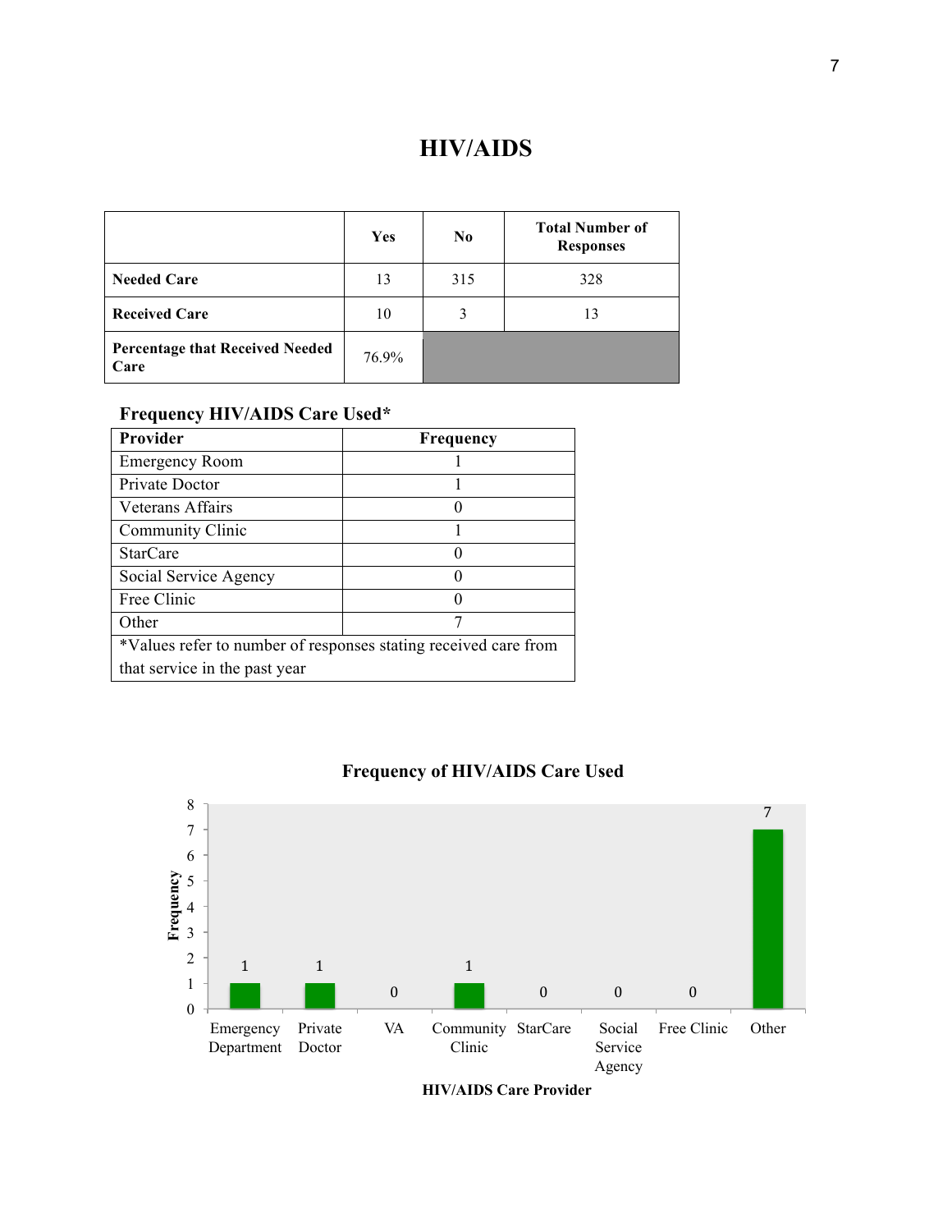# HIV/AIDS

| | Yes | No | Total Number of Responses |
|---|---|---|---|
| **Needed Care** | 13 | 315 | 328 |
| **Received Care** | 10 | 3 | 13 |
| **Percentage that Received Needed Care** | 76.9% | | |

**Frequency HIV/AIDS Care Used***

| Provider | Frequency |
|---|---|
| Emergency Room | 1 |
| Private Doctor | 1 |
| Veterans Affairs | 0 |
| Community Clinic | 1 |
| StarCare | 0 |
| Social Service Agency | 0 |
| Free Clinic | 0 |
| Other | 7 |

*Values refer to number of responses stating received care from that service in the past year

**Frequency of HIV/AIDS Care Used**

| HIV/AIDS Care Provider | Frequency |
|---|---|
| Emergency Department | 1 |
| Private Doctor | 1 |
| VA | 0 |
| Community Clinic | 1 |
| StarCare | 0 |
| Social Service Agency | 0 |
| Free Clinic | 0 |
| Other | 7 |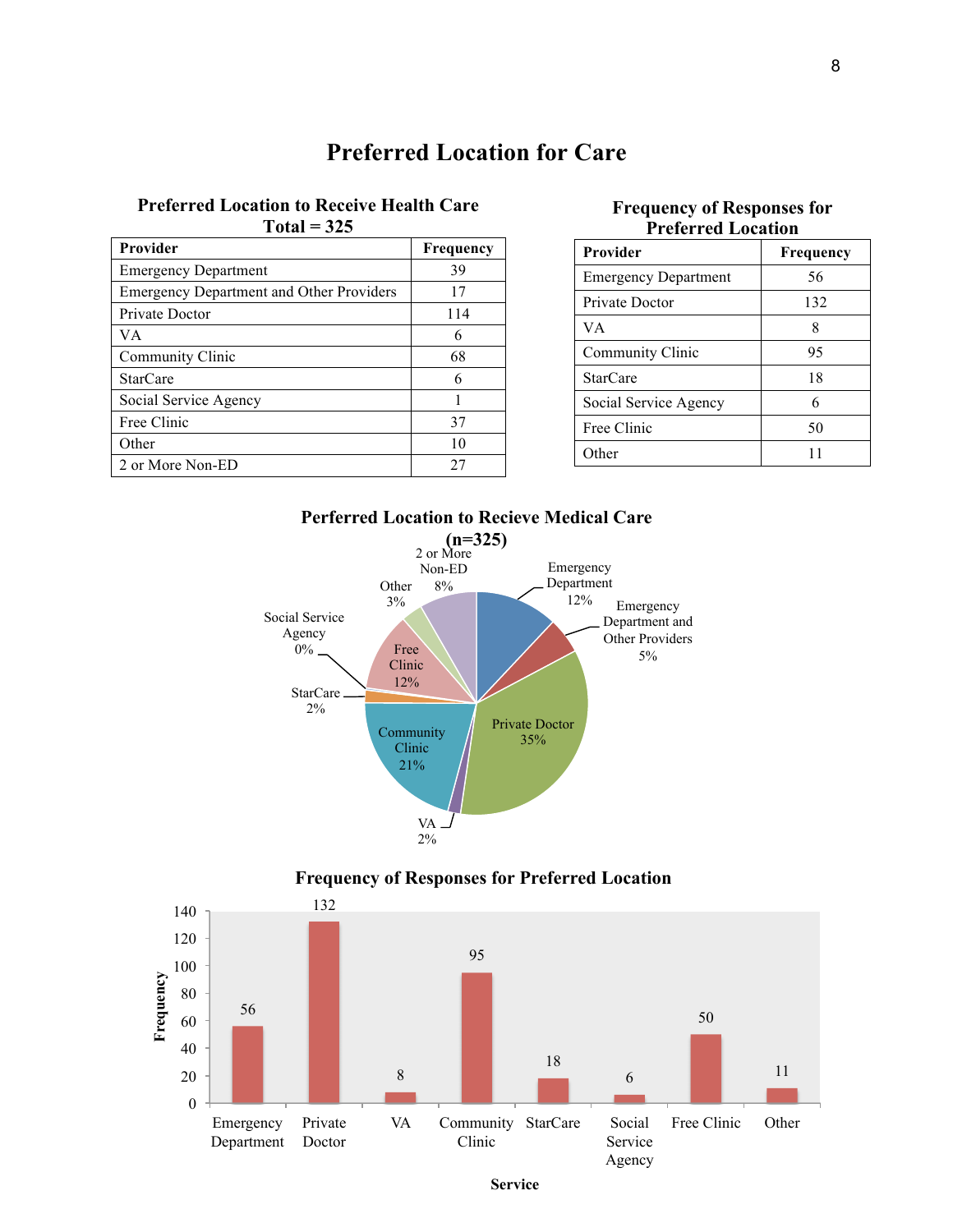# Preferred Location for Care

**Preferred Location to Receive Health Care**
**Total = 325**

| Provider | Frequency |
|---|---|
| Emergency Department | 39 |
| Emergency Department and Other Providers | 17 |
| Private Doctor | 114 |
| VA | 6 |
| Community Clinic | 68 |
| StarCare | 6 |
| Social Service Agency | 1 |
| Free Clinic | 37 |
| Other | 10 |
| 2 or More Non-ED | 27 |

**Frequency of Responses for Preferred Location**

| Provider | Frequency |
|---|---|
| Emergency Department | 56 |
| Private Doctor | 132 |
| VA | 8 |
| Community Clinic | 95 |
| StarCare | 18 |
| Social Service Agency | 6 |
| Free Clinic | 50 |
| Other | 11 |

**Perferred Location to Recieve Medical Care (n=325)**

| Provider | Percent |
|---|---|
| Emergency Department | 12% |
| Emergency Department and Other Providers | 5% |
| Private Doctor | 35% |
| VA | 2% |
| Community Clinic | 21% |
| StarCare | 2% |
| Social Service Agency | 0% |
| Free Clinic | 12% |
| Other | 3% |
| 2 or More Non-ED | 8% |

**Frequency of Responses for Preferred Location**

| Service | Frequency |
|---|---|
| Emergency Department | 56 |
| Private Doctor | 132 |
| VA | 8 |
| Community Clinic | 95 |
| StarCare | 18 |
| Social Service Agency | 6 |
| Free Clinic | 50 |
| Other | 11 |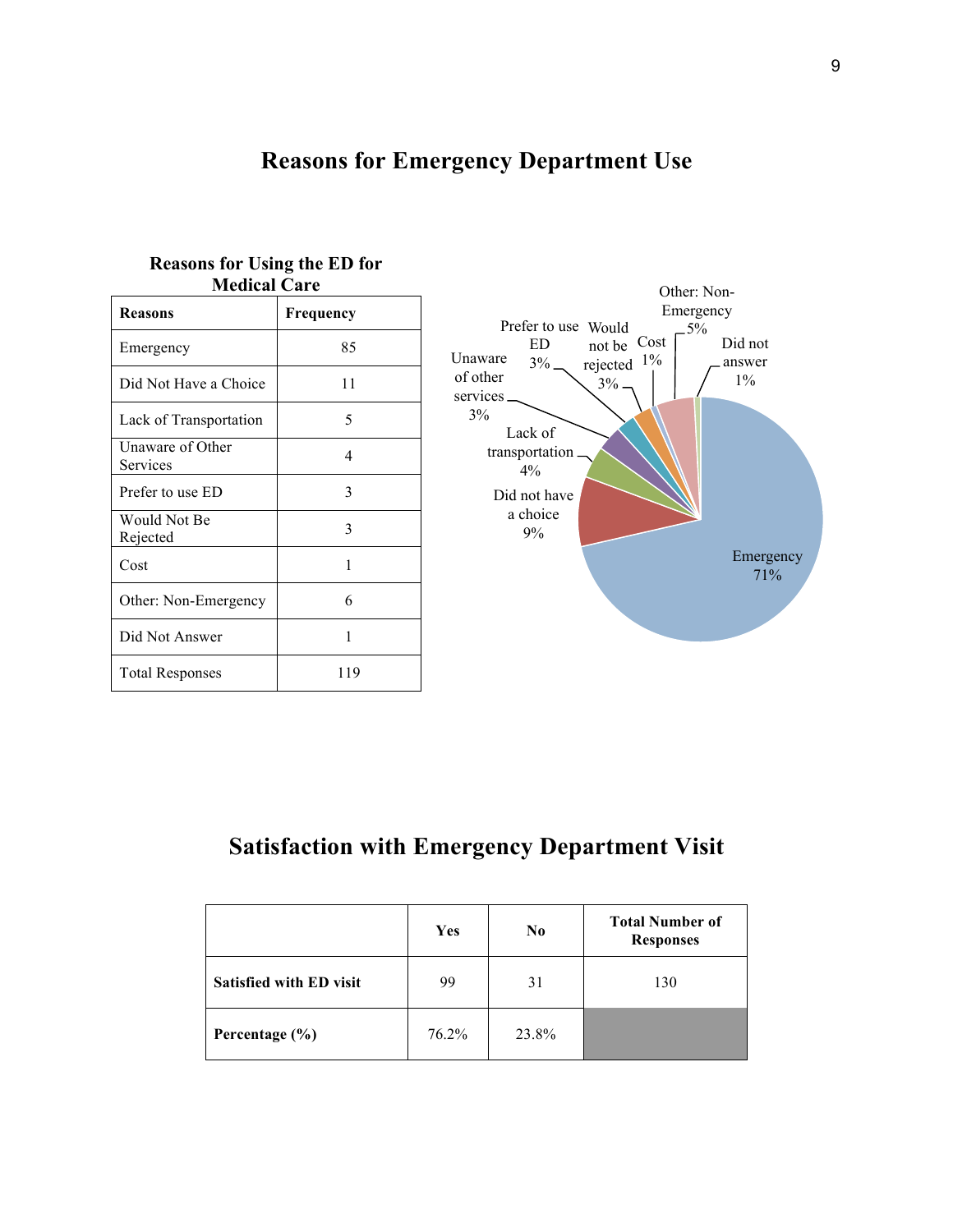# Reasons for Emergency Department Use

**Reasons for Using the ED for Medical Care**

| Reasons | Frequency |
|---|---|
| Emergency | 85 |
| Did Not Have a Choice | 11 |
| Lack of Transportation | 5 |
| Unaware of Other Services | 4 |
| Prefer to use ED | 3 |
| Would Not Be Rejected | 3 |
| Cost | 1 |
| Other: Non-Emergency | 6 |
| Did Not Answer | 1 |
| Total Responses | 119 |

Emergency 71%
Did not have a choice 9%
Lack of transportation 4%
Unaware of other services 3%
Prefer to use ED 3%
Would not be rejected 3%
Cost 1%
Other: Non-Emergency 5%
Did not answer 1%

# Satisfaction with Emergency Department Visit

| | Yes | No | Total Number of Responses |
|---|---|---|---|
| **Satisfied with ED visit** | 99 | 31 | 130 |
| **Percentage (%)** | 76.2% | 23.8% | |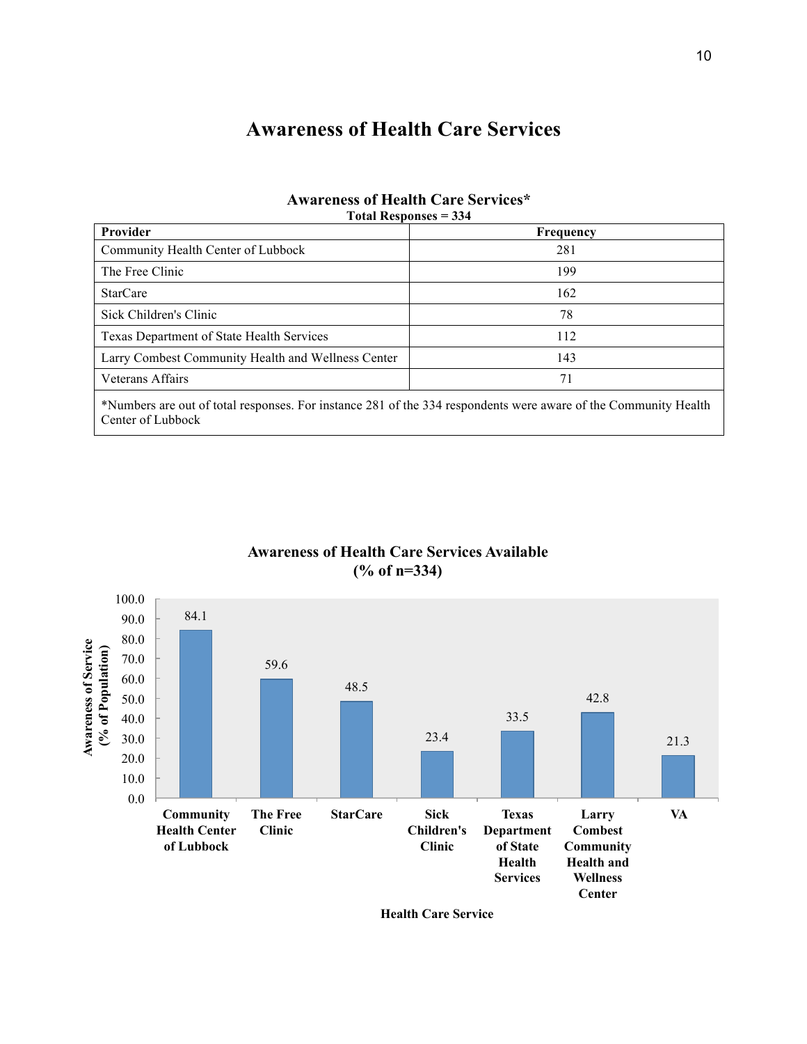# Awareness of Health Care Services

**Awareness of Health Care Services***
**Total Responses = 334**

| Provider | Frequency |
|---|---|
| Community Health Center of Lubbock | 281 |
| The Free Clinic | 199 |
| StarCare | 162 |
| Sick Children's Clinic | 78 |
| Texas Department of State Health Services | 112 |
| Larry Combest Community Health and Wellness Center | 143 |
| Veterans Affairs | 71 |

*Numbers are out of total responses. For instance 281 of the 334 respondents were aware of the Community Health Center of Lubbock

**Awareness of Health Care Services Available**
**(% of n=334)**

Awareness of Service (% of Population)

100.0
90.0
80.0
70.0
60.0
50.0
40.0
30.0
20.0
10.0
0.0

84.1
59.6
48.5
23.4
33.5
42.8
21.3

Community Health Center of Lubbock
The Free Clinic
StarCare
Sick Children's Clinic
Texas Department of State Health Services
Larry Combest Community Health and Wellness Center
VA

Health Care Service